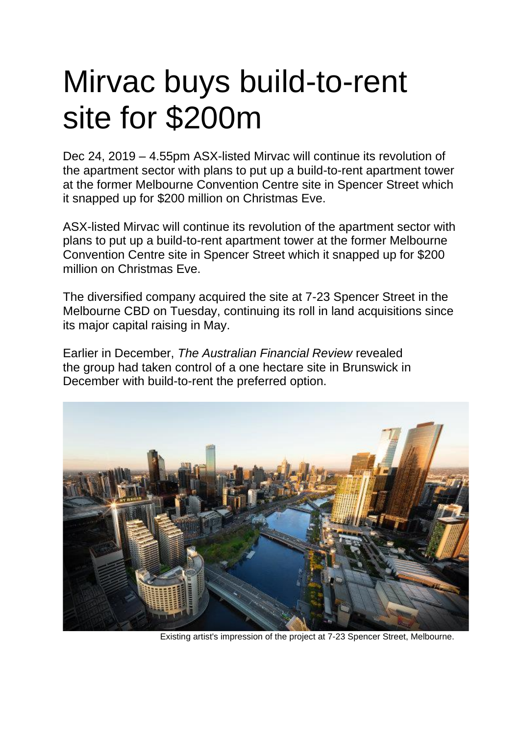# Mirvac buys build-to-rent site for $200m

Dec 24, 2019 – 4.55pm ASX-listed Mirvac will continue its revolution of the apartment sector with plans to put up a build-to-rent apartment tower at the former Melbourne Convention Centre site in Spencer Street which it snapped up for $200 million on Christmas Eve.

ASX-listed Mirvac will continue its revolution of the apartment sector with plans to put up a build-to-rent apartment tower at the former Melbourne Convention Centre site in Spencer Street which it snapped up for $200 million on Christmas Eve.

The diversified company acquired the site at 7-23 Spencer Street in the Melbourne CBD on Tuesday, continuing its roll in land acquisitions since its major capital raising in May.

Earlier in December, *The Australian Financial Review* revealed the group had taken control of a one hectare site in Brunswick in December with build-to-rent the preferred option.

Existing artist's impression of the project at 7-23 Spencer Street, Melbourne.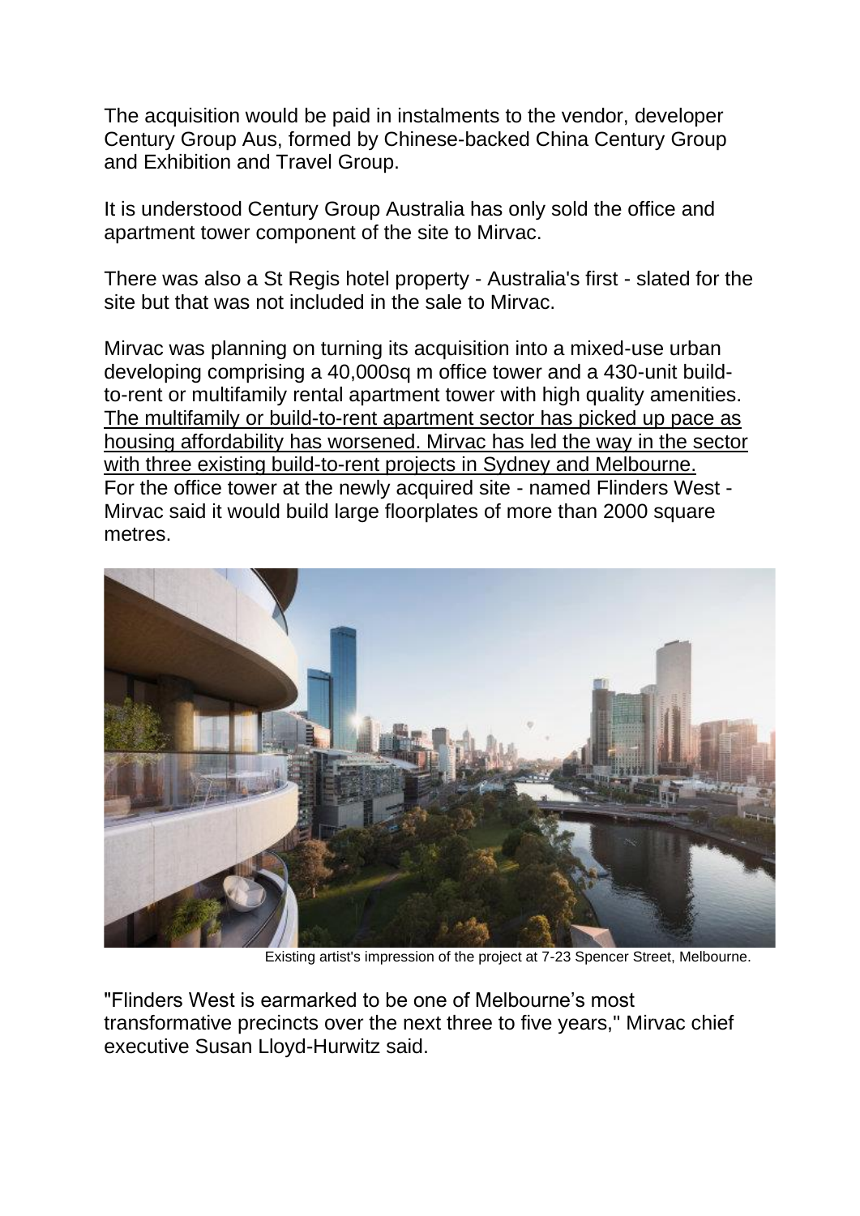The acquisition would be paid in instalments to the vendor, developer Century Group Aus, formed by Chinese-backed China Century Group and Exhibition and Travel Group.

It is understood Century Group Australia has only sold the office and apartment tower component of the site to Mirvac.

There was also a St Regis hotel property - Australia's first - slated for the site but that was not included in the sale to Mirvac.

Mirvac was planning on turning its acquisition into a mixed-use urban developing comprising a 40,000sq m office tower and a 430-unit build-to-rent or multifamily rental apartment tower with high quality amenities. The multifamily or build-to-rent apartment sector has picked up pace as housing affordability has worsened. Mirvac has led the way in the sector with three existing build-to-rent projects in Sydney and Melbourne. For the office tower at the newly acquired site - named Flinders West - Mirvac said it would build large floorplates of more than 2000 square metres.

Existing artist's impression of the project at 7-23 Spencer Street, Melbourne.

"Flinders West is earmarked to be one of Melbourne's most transformative precincts over the next three to five years," Mirvac chief executive Susan Lloyd-Hurwitz said.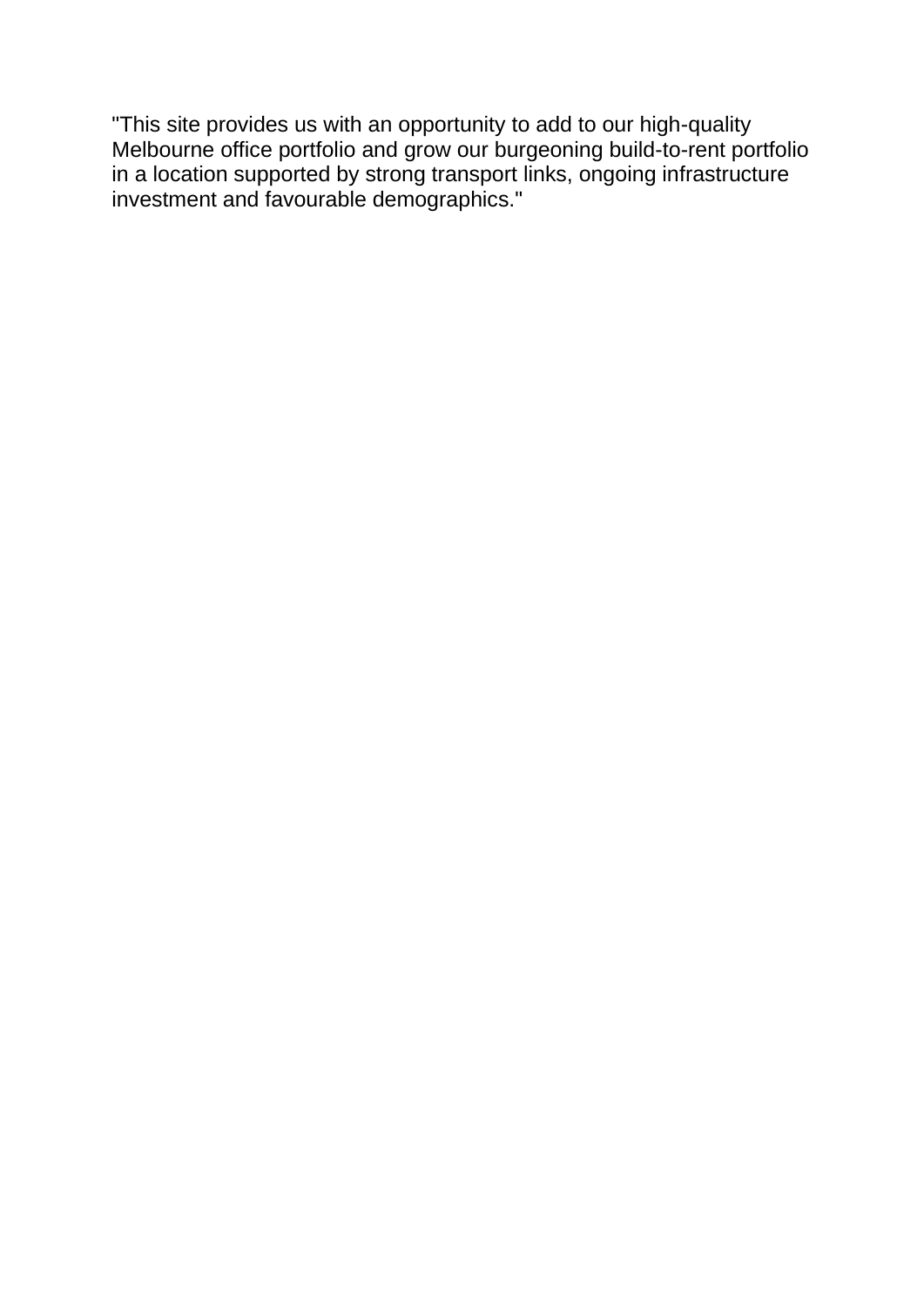"This site provides us with an opportunity to add to our high-quality Melbourne office portfolio and grow our burgeoning build-to-rent portfolio in a location supported by strong transport links, ongoing infrastructure investment and favourable demographics."